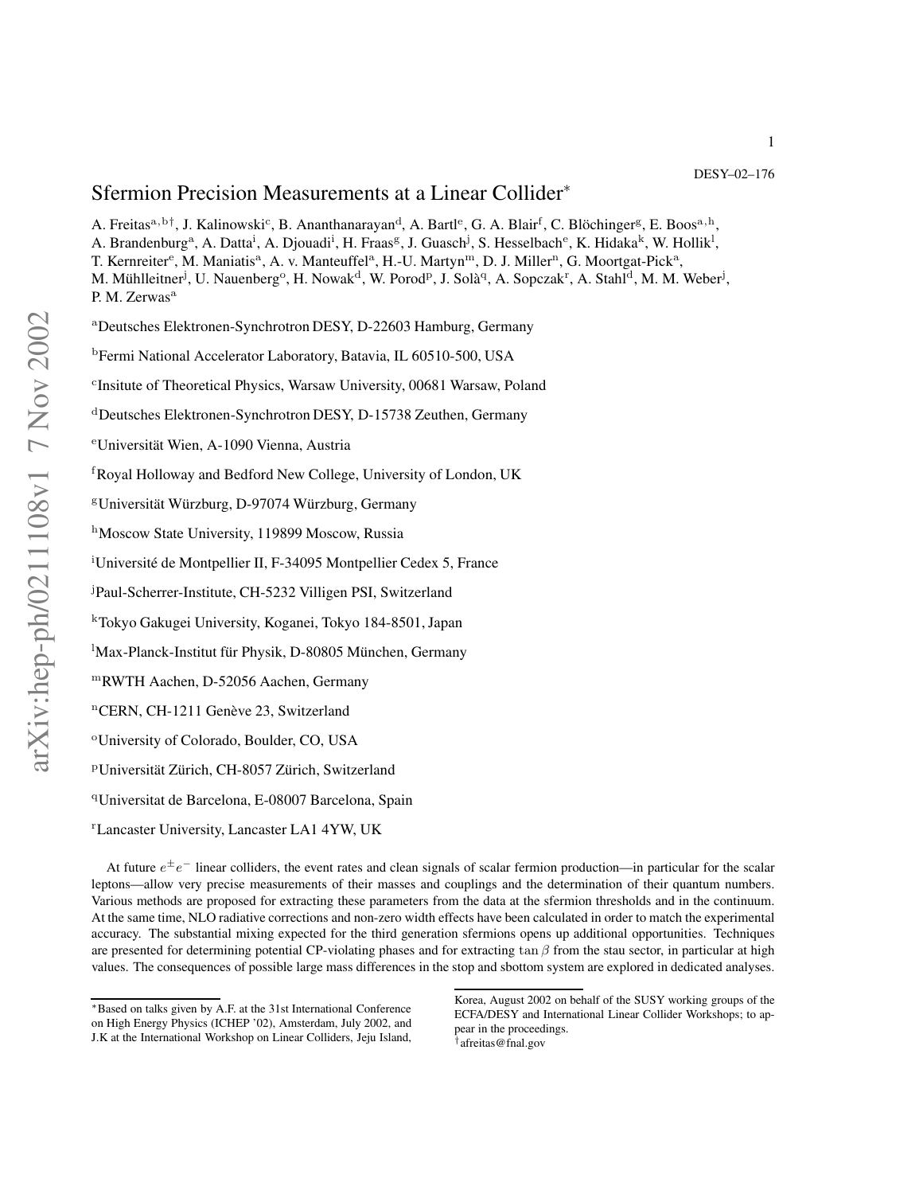DESY–02–176

# Sfermion Precision Measurements at a Linear Collider*

A. Freitas[a,b†], J. Kalinowski[c], B. Ananthanarayan[d], A. Bartl[e], G. A. Blair[f], C. Blöchinger[g], E. Boos[a,h], A. Brandenburg[a], A. Datta[i], A. Djouadi[i], H. Fraas[g], J. Guasch[j], S. Hesselbach[e], K. Hidaka[k], W. Hollik[l], T. Kernreiter[e], M. Maniatis[a], A. v. Manteuffel[a], H.-U. Martyn[m], D. J. Miller[n], G. Moortgat-Pick[a], M. Mühlleitner[j], U. Nauenberg[o], H. Nowak[d], W. Porod[p], J. Solà[q], A. Sopczak[r], A. Stahl[d], M. M. Weber[j], P. M. Zerwas[a]

[a]Deutsches Elektronen-Synchrotron DESY, D-22603 Hamburg, Germany

[b]Fermi National Accelerator Laboratory, Batavia, IL 60510-500, USA

[c]Insitute of Theoretical Physics, Warsaw University, 00681 Warsaw, Poland

[d]Deutsches Elektronen-Synchrotron DESY, D-15738 Zeuthen, Germany

[e]Universität Wien, A-1090 Vienna, Austria

[f]Royal Holloway and Bedford New College, University of London, UK

[g]Universität Würzburg, D-97074 Würzburg, Germany

[h]Moscow State University, 119899 Moscow, Russia

[i]Université de Montpellier II, F-34095 Montpellier Cedex 5, France

[j]Paul-Scherrer-Institute, CH-5232 Villigen PSI, Switzerland

[k]Tokyo Gakugei University, Koganei, Tokyo 184-8501, Japan

[l]Max-Planck-Institut für Physik, D-80805 München, Germany

[m]RWTH Aachen, D-52056 Aachen, Germany

[n]CERN, CH-1211 Genève 23, Switzerland

[o]University of Colorado, Boulder, CO, USA

[p]Universität Zürich, CH-8057 Zürich, Switzerland

[q]Universitat de Barcelona, E-08007 Barcelona, Spain

[r]Lancaster University, Lancaster LA1 4YW, UK

At future $e^{\pm}e^{-}$ linear colliders, the event rates and clean signals of scalar fermion production—in particular for the scalar leptons—allow very precise measurements of their masses and couplings and the determination of their quantum numbers. Various methods are proposed for extracting these parameters from the data at the sfermion thresholds and in the continuum. At the same time, NLO radiative corrections and non-zero width effects have been calculated in order to match the experimental accuracy. The substantial mixing expected for the third generation sfermions opens up additional opportunities. Techniques are presented for determining potential CP-violating phases and for extracting $\tan\beta$ from the stau sector, in particular at high values. The consequences of possible large mass differences in the stop and sbottom system are explored in dedicated analyses.

*Based on talks given by A.F. at the 31st International Conference on High Energy Physics (ICHEP '02), Amsterdam, July 2002, and J.K at the International Workshop on Linear Colliders, Jeju Island, Korea, August 2002 on behalf of the SUSY working groups of the ECFA/DESY and International Linear Collider Workshops; to appear in the proceedings.

†afreitas@fnal.gov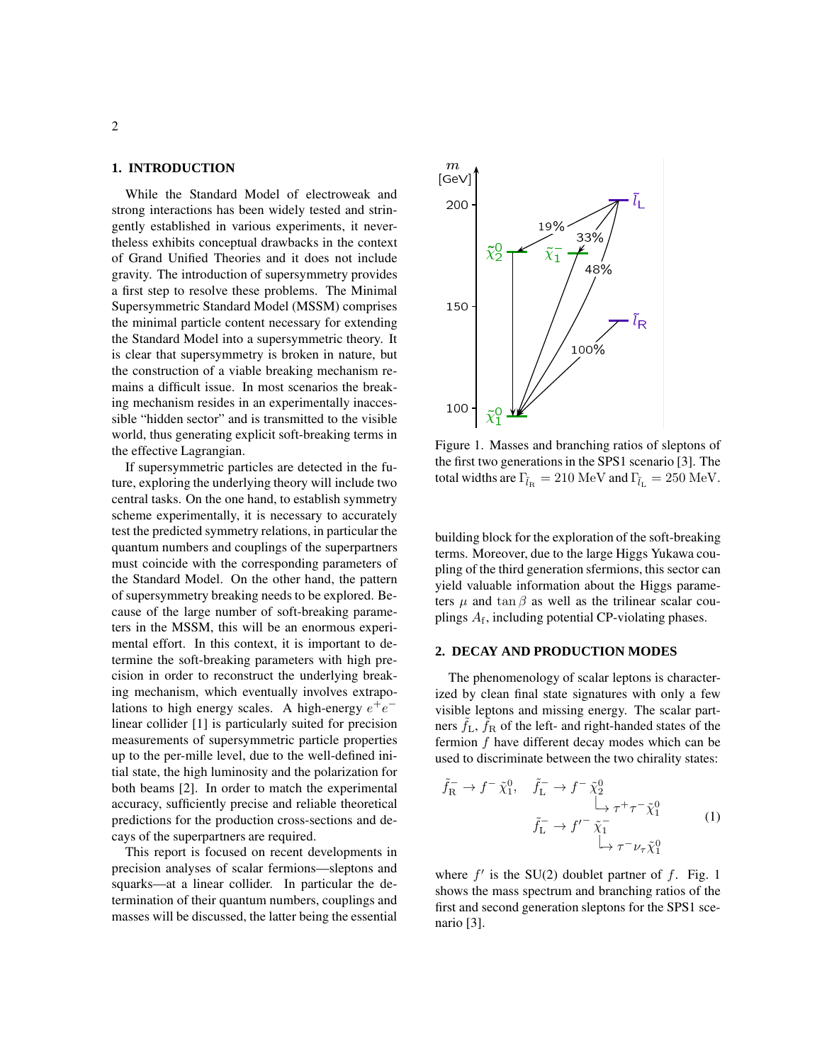## 1. INTRODUCTION

While the Standard Model of electroweak and strong interactions has been widely tested and stringently established in various experiments, it nevertheless exhibits conceptual drawbacks in the context of Grand Unified Theories and it does not include gravity. The introduction of supersymmetry provides a first step to resolve these problems. The Minimal Supersymmetric Standard Model (MSSM) comprises the minimal particle content necessary for extending the Standard Model into a supersymmetric theory. It is clear that supersymmetry is broken in nature, but the construction of a viable breaking mechanism remains a difficult issue. In most scenarios the breaking mechanism resides in an experimentally inaccessible "hidden sector" and is transmitted to the visible world, thus generating explicit soft-breaking terms in the effective Lagrangian.

If supersymmetric particles are detected in the future, exploring the underlying theory will include two central tasks. On the one hand, to establish symmetry scheme experimentally, it is necessary to accurately test the predicted symmetry relations, in particular the quantum numbers and couplings of the superpartners must coincide with the corresponding parameters of the Standard Model. On the other hand, the pattern of supersymmetry breaking needs to be explored. Because of the large number of soft-breaking parameters in the MSSM, this will be an enormous experimental effort. In this context, it is important to determine the soft-breaking parameters with high precision in order to reconstruct the underlying breaking mechanism, which eventually involves extrapolations to high energy scales. A high-energy $e^+e^-$ linear collider [1] is particularly suited for precision measurements of supersymmetric particle properties up to the per-mille level, due to the well-defined initial state, the high luminosity and the polarization for both beams [2]. In order to match the experimental accuracy, sufficiently precise and reliable theoretical predictions for the production cross-sections and decays of the superpartners are required.

This report is focused on recent developments in precision analyses of scalar fermions—sleptons and squarks—at a linear collider. In particular the determination of their quantum numbers, couplings and masses will be discussed, the latter being the essential building block for the exploration of the soft-breaking terms. Moreover, due to the large Higgs Yukawa coupling of the third generation sfermions, this sector can yield valuable information about the Higgs parameters $\mu$ and $\tan\beta$ as well as the trilinear scalar couplings $A_\mathrm{f}$, including potential CP-violating phases.

Figure 1. Masses and branching ratios of sleptons of the first two generations in the SPS1 scenario [3]. The total widths are $\Gamma_{\tilde{l}_\mathrm{R}} = 210$ MeV and $\Gamma_{\tilde{l}_\mathrm{L}} = 250$ MeV.

## 2. DECAY AND PRODUCTION MODES

The phenomenology of scalar leptons is characterized by clean final state signatures with only a few visible leptons and missing energy. The scalar partners $\tilde{f}_\mathrm{L}$, $\tilde{f}_\mathrm{R}$ of the left- and right-handed states of the fermion $f$ have different decay modes which can be used to discriminate between the two chirality states:

$$
\begin{aligned}
&\tilde{f}_\mathrm{R}^- \to f^- \, \tilde{\chi}_1^0, \quad \tilde{f}_\mathrm{L}^- \to f^- \, \tilde{\chi}_2^0 \\
&\qquad\qquad\qquad\quad \hookrightarrow \tau^+\tau^-\tilde{\chi}_1^0 \\
&\qquad\qquad\qquad \tilde{f}_\mathrm{L}^- \to f'^- \, \tilde{\chi}_1^- \\
&\qquad\qquad\qquad\quad \hookrightarrow \tau^-\nu_\tau\tilde{\chi}_1^0
\end{aligned}
\tag{1}
$$

where $f'$ is the SU(2) doublet partner of $f$. Fig. 1 shows the mass spectrum and branching ratios of the first and second generation sleptons for the SPS1 scenario [3].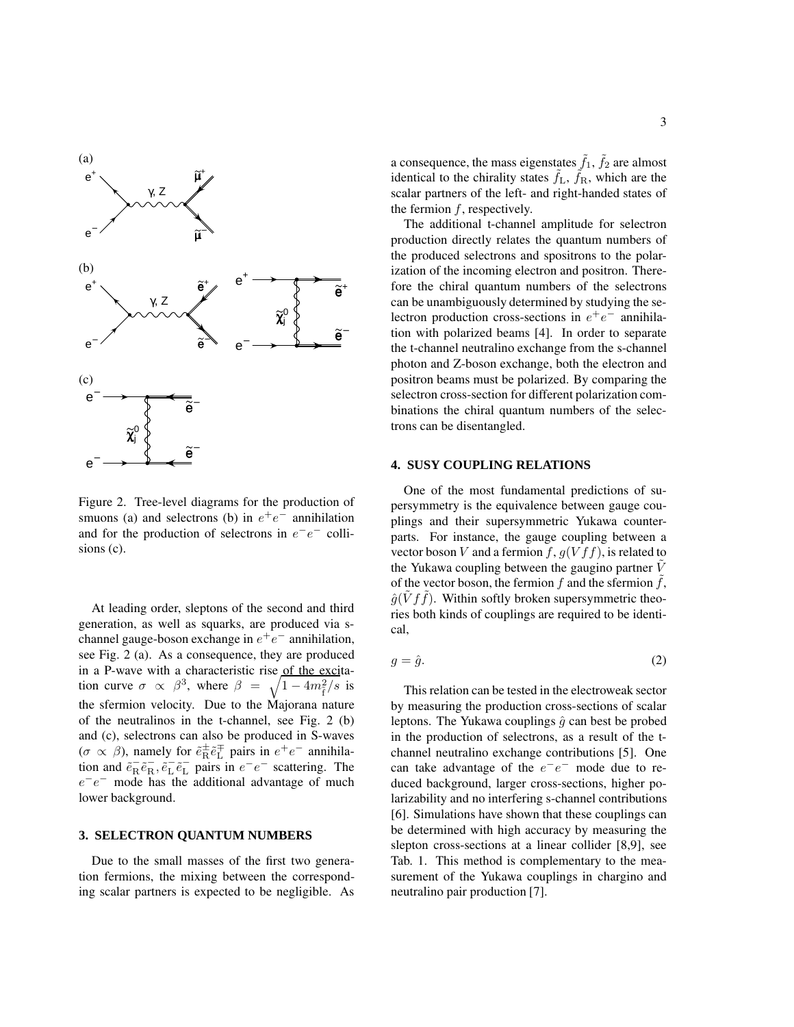Figure 2. Tree-level diagrams for the production of smuons (a) and selectrons (b) in $e^+e^-$ annihilation and for the production of selectrons in $e^-e^-$ collisions (c).

At leading order, sleptons of the second and third generation, as well as squarks, are produced via s-channel gauge-boson exchange in $e^+e^-$ annihilation, see Fig. 2 (a). As a consequence, they are produced in a P-wave with a characteristic rise of the excitation curve $\sigma \propto \beta^3$, where $\beta = \sqrt{1 - 4m_{\mathrm{f}}^2/s}$ is the sfermion velocity. Due to the Majorana nature of the neutralinos in the t-channel, see Fig. 2 (b) and (c), selectrons can also be produced in S-waves ($\sigma \propto \beta$), namely for $\tilde{e}_{\mathrm{R}}^{\pm}\tilde{e}_{\mathrm{L}}^{\mp}$ pairs in $e^+e^-$ annihilation and $\tilde{e}_{\mathrm{R}}^{-}\tilde{e}_{\mathrm{R}}^{-}, \tilde{e}_{\mathrm{L}}^{-}\tilde{e}_{\mathrm{L}}^{-}$ pairs in $e^-e^-$ scattering. The $e^-e^-$ mode has the additional advantage of much lower background.

### 3. SELECTRON QUANTUM NUMBERS

Due to the small masses of the first two generation fermions, the mixing between the corresponding scalar partners is expected to be negligible. As a consequence, the mass eigenstates $\tilde{f}_1$, $\tilde{f}_2$ are almost identical to the chirality states $\tilde{f}_{\mathrm{L}}$, $\tilde{f}_{\mathrm{R}}$, which are the scalar partners of the left- and right-handed states of the fermion $f$, respectively.

The additional t-channel amplitude for selectron production directly relates the quantum numbers of the produced selectrons and spositrons to the polarization of the incoming electron and positron. Therefore the chiral quantum numbers of the selectrons can be unambiguously determined by studying the selectron production cross-sections in $e^+e^-$ annihilation with polarized beams [4]. In order to separate the t-channel neutralino exchange from the s-channel photon and Z-boson exchange, both the electron and positron beams must be polarized. By comparing the selectron cross-section for different polarization combinations the chiral quantum numbers of the selectrons can be disentangled.

### 4. SUSY COUPLING RELATIONS

One of the most fundamental predictions of supersymmetry is the equivalence between gauge couplings and their supersymmetric Yukawa counterparts. For instance, the gauge coupling between a vector boson $V$ and a fermion $f$, $g(Vff)$, is related to the Yukawa coupling between the gaugino partner $\tilde{V}$ of the vector boson, the fermion $f$ and the sfermion $\tilde{f}$, $\hat{g}(\tilde{V}f\tilde{f})$. Within softly broken supersymmetric theories both kinds of couplings are required to be identical,

$$g = \hat{g}. \tag{2}$$

This relation can be tested in the electroweak sector by measuring the production cross-sections of scalar leptons. The Yukawa couplings $\hat{g}$ can best be probed in the production of selectrons, as a result of the t-channel neutralino exchange contributions [5]. One can take advantage of the $e^-e^-$ mode due to reduced background, larger cross-sections, higher polarizability and no interfering s-channel contributions [6]. Simulations have shown that these couplings can be determined with high accuracy by measuring the slepton cross-sections at a linear collider [8,9], see Tab. 1. This method is complementary to the measurement of the Yukawa couplings in chargino and neutralino pair production [7].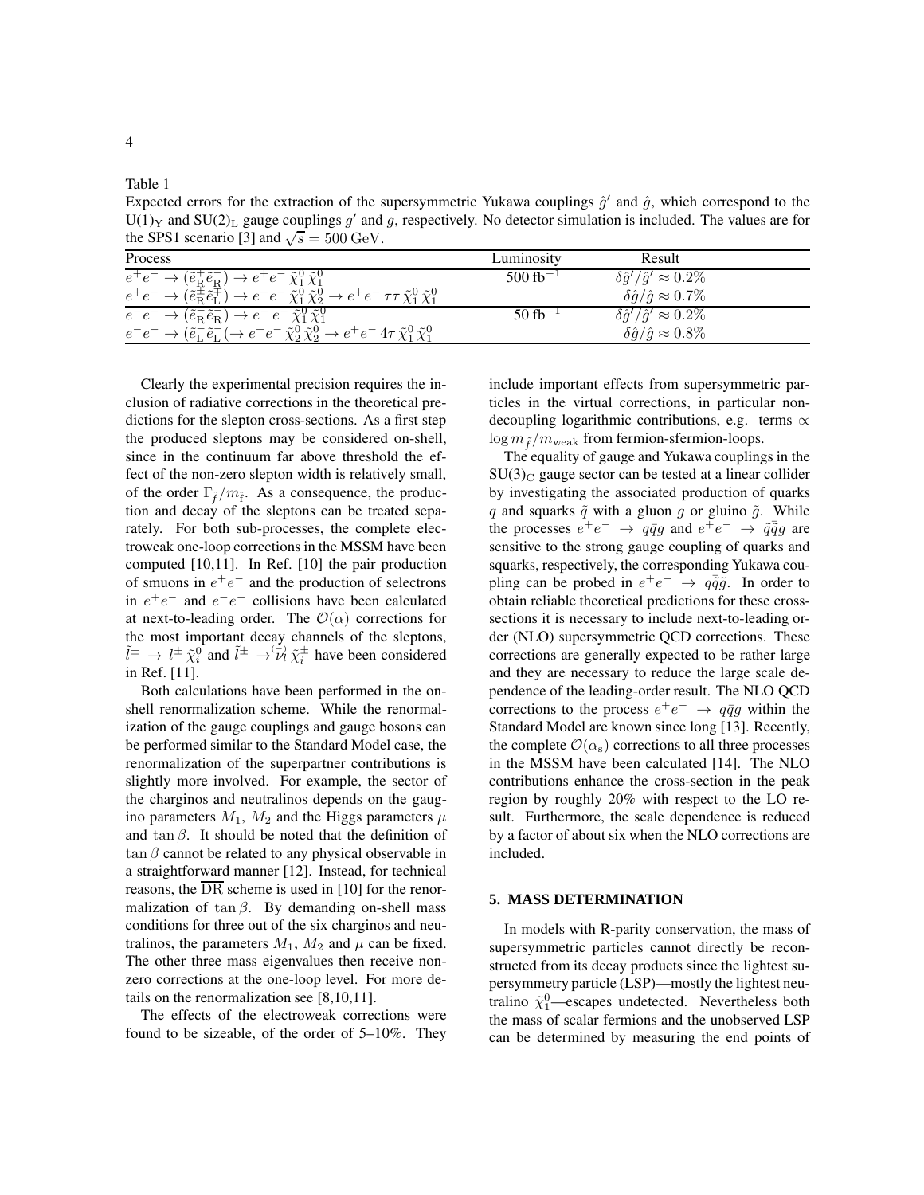Table 1

Expected errors for the extraction of the supersymmetric Yukawa couplings $\hat{g}'$ and $\hat{g}$, which correspond to the $\mathrm{U(1)_Y}$ and $\mathrm{SU(2)_L}$ gauge couplings $g'$ and $g$, respectively. No detector simulation is included. The values are for the SPS1 scenario [3] and $\sqrt{s} = 500$ GeV.

| Process | Luminosity | Result |
|---|---|---|
| $e^+e^- \to (\tilde{e}^+_\mathrm{R}\tilde{e}^-_\mathrm{R}) \to e^+e^-\,\tilde{\chi}^0_1\,\tilde{\chi}^0_1$ | 500 fb$^{-1}$ | $\delta\hat{g}'/\hat{g}' \approx 0.2\%$ |
| $e^+e^- \to (\tilde{e}^\pm_\mathrm{R}\tilde{e}^\mp_\mathrm{L}) \to e^+e^-\,\tilde{\chi}^0_1\,\tilde{\chi}^0_2 \to e^+e^-\,\tau\tau\,\tilde{\chi}^0_1\,\tilde{\chi}^0_1$ | | $\delta\hat{g}/\hat{g} \approx 0.7\%$ |
| $e^-e^- \to (\tilde{e}^-_\mathrm{R}\tilde{e}^-_\mathrm{R}) \to e^-e^-\,\tilde{\chi}^0_1\,\tilde{\chi}^0_1$ | 50 fb$^{-1}$ | $\delta\hat{g}'/\hat{g}' \approx 0.2\%$ |
| $e^-e^- \to (\tilde{e}^-_\mathrm{L}\tilde{e}^-_\mathrm{L}(\to e^+e^-\,\tilde{\chi}^0_2\,\tilde{\chi}^0_2 \to e^+e^-\,4\tau\,\tilde{\chi}^0_1\,\tilde{\chi}^0_1$ | | $\delta\hat{g}/\hat{g} \approx 0.8\%$ |

Clearly the experimental precision requires the inclusion of radiative corrections in the theoretical predictions for the slepton cross-sections. As a first step the produced sleptons may be considered on-shell, since in the continuum far above threshold the effect of the non-zero slepton width is relatively small, of the order $\Gamma_{\tilde{f}}/m_{\tilde{f}}$. As a consequence, the production and decay of the sleptons can be treated separately. For both sub-processes, the complete electroweak one-loop corrections in the MSSM have been computed [10,11]. In Ref. [10] the pair production of smuons in $e^+e^-$ and the production of selectrons in $e^+e^-$ and $e^-e^-$ collisions have been calculated at next-to-leading order. The $\mathcal{O}(\alpha)$ corrections for the most important decay channels of the sleptons, $\tilde{l}^\pm \to l^\pm\,\tilde{\chi}^0_i$ and $\tilde{l}^\pm \to \overset{(-)}{\nu_l}\,\tilde{\chi}^\pm_i$ have been considered in Ref. [11].

Both calculations have been performed in the on-shell renormalization scheme. While the renormalization of the gauge couplings and gauge bosons can be performed similar to the Standard Model case, the renormalization of the superpartner contributions is slightly more involved. For example, the sector of the charginos and neutralinos depends on the gaugino parameters $M_1$, $M_2$ and the Higgs parameters $\mu$ and $\tan\beta$. It should be noted that the definition of $\tan\beta$ cannot be related to any physical observable in a straightforward manner [12]. Instead, for technical reasons, the $\overline{\mathrm{DR}}$ scheme is used in [10] for the renormalization of $\tan\beta$. By demanding on-shell mass conditions for three out of the six charginos and neutralinos, the parameters $M_1$, $M_2$ and $\mu$ can be fixed. The other three mass eigenvalues then receive non-zero corrections at the one-loop level. For more details on the renormalization see [8,10,11].

The effects of the electroweak corrections were found to be sizeable, of the order of 5–10%. They include important effects from supersymmetric particles in the virtual corrections, in particular non-decoupling logarithmic contributions, e.g. terms $\propto \log m_{\tilde{f}}/m_\mathrm{weak}$ from fermion-sfermion-loops.

The equality of gauge and Yukawa couplings in the $\mathrm{SU(3)_C}$ gauge sector can be tested at a linear collider by investigating the associated production of quarks $q$ and squarks $\tilde{q}$ with a gluon $g$ or gluino $\tilde{g}$. While the processes $e^+e^- \to q\bar{q}g$ and $e^+e^- \to \tilde{q}\bar{\tilde{q}}g$ are sensitive to the strong gauge coupling of quarks and squarks, respectively, the corresponding Yukawa coupling can be probed in $e^+e^- \to q\bar{\tilde{q}}\tilde{g}$. In order to obtain reliable theoretical predictions for these cross-sections it is necessary to include next-to-leading order (NLO) supersymmetric QCD corrections. These corrections are generally expected to be rather large and they are necessary to reduce the large scale dependence of the leading-order result. The NLO QCD corrections to the process $e^+e^- \to q\bar{q}g$ within the Standard Model are known since long [13]. Recently, the complete $\mathcal{O}(\alpha_\mathrm{s})$ corrections to all three processes in the MSSM have been calculated [14]. The NLO contributions enhance the cross-section in the peak region by roughly 20% with respect to the LO result. Furthermore, the scale dependence is reduced by a factor of about six when the NLO corrections are included.

## 5. MASS DETERMINATION

In models with R-parity conservation, the mass of supersymmetric particles cannot directly be reconstructed from its decay products since the lightest supersymmetry particle (LSP)—mostly the lightest neutralino $\tilde{\chi}^0_1$—escapes undetected. Nevertheless both the mass of scalar fermions and the unobserved LSP can be determined by measuring the end points of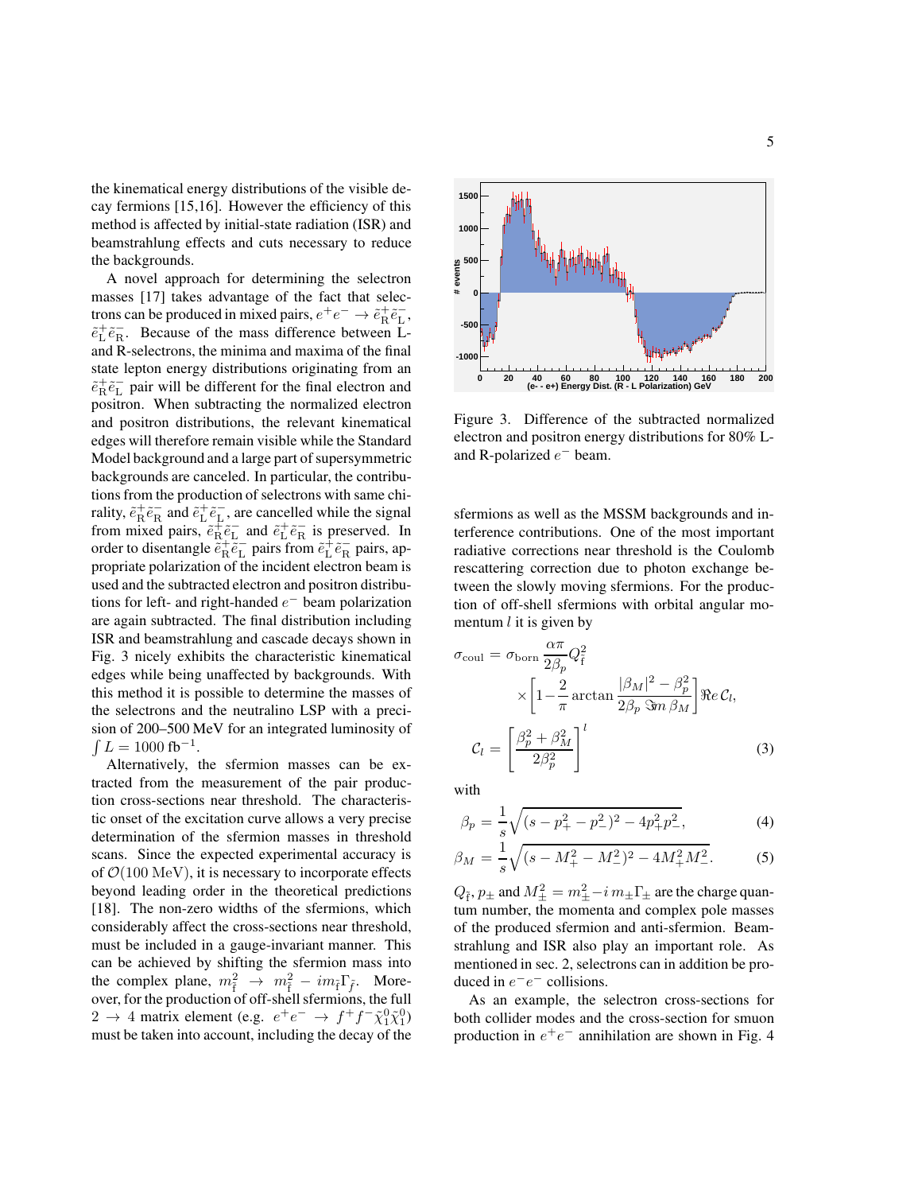the kinematical energy distributions of the visible decay fermions [15,16]. However the efficiency of this method is affected by initial-state radiation (ISR) and beamstrahlung effects and cuts necessary to reduce the backgrounds.

A novel approach for determining the selectron masses [17] takes advantage of the fact that selectrons can be produced in mixed pairs, $e^+e^- \to \tilde{e}^+_{\rm R}\tilde{e}^-_{\rm L}$, $\tilde{e}^+_{\rm L}\tilde{e}^-_{\rm R}$. Because of the mass difference between L- and R-selectrons, the minima and maxima of the final state lepton energy distributions originating from an $\tilde{e}^+_{\rm R}\tilde{e}^-_{\rm L}$ pair will be different for the final electron and positron. When subtracting the normalized electron and positron distributions, the relevant kinematical edges will therefore remain visible while the Standard Model background and a large part of supersymmetric backgrounds are canceled. In particular, the contributions from the production of selectrons with same chirality, $\tilde{e}^+_{\rm R}\tilde{e}^-_{\rm R}$ and $\tilde{e}^+_{\rm L}\tilde{e}^-_{\rm L}$, are cancelled while the signal from mixed pairs, $\tilde{e}^+_{\rm R}\tilde{e}^-_{\rm L}$ and $\tilde{e}^+_{\rm L}\tilde{e}^-_{\rm R}$ is preserved. In order to disentangle $\tilde{e}^+_{\rm R}\tilde{e}^-_{\rm L}$ pairs from $\tilde{e}^+_{\rm L}\tilde{e}^-_{\rm R}$ pairs, appropriate polarization of the incident electron beam is used and the subtracted electron and positron distributions for left- and right-handed $e^-$ beam polarization are again subtracted. The final distribution including ISR and beamstrahlung and cascade decays shown in Fig. 3 nicely exhibits the characteristic kinematical edges while being unaffected by backgrounds. With this method it is possible to determine the masses of the selectrons and the neutralino LSP with a precision of 200–500 MeV for an integrated luminosity of $\int L = 1000\,{\rm fb}^{-1}$.

Alternatively, the sfermion masses can be extracted from the measurement of the pair production cross-sections near threshold. The characteristic onset of the excitation curve allows a very precise determination of the sfermion masses in threshold scans. Since the expected experimental accuracy is of $\mathcal{O}(100\,{\rm MeV})$, it is necessary to incorporate effects beyond leading order in the theoretical predictions [18]. The non-zero widths of the sfermions, which considerably affect the cross-sections near threshold, must be included in a gauge-invariant manner. This can be achieved by shifting the sfermion mass into the complex plane, $m^2_{\tilde{\rm f}} \to m^2_{\tilde{\rm f}} - i m_{\tilde{\rm f}}\Gamma_{\tilde{f}}$. Moreover, for the production of off-shell sfermions, the full $2 \to 4$ matrix element (e.g. $e^+e^- \to f^+f^-\tilde{\chi}^0_1\tilde{\chi}^0_1$) must be taken into account, including the decay of the sfermions as well as the MSSM backgrounds and interference contributions. One of the most important radiative corrections near threshold is the Coulomb rescattering correction due to photon exchange between the slowly moving sfermions. For the production of off-shell sfermions with orbital angular momentum $l$ it is given by

Figure 3. Difference of the subtracted normalized electron and positron energy distributions for 80% L- and R-polarized $e^-$ beam.

$$
\begin{aligned}
\sigma_{\rm coul} &= \sigma_{\rm born}\,\frac{\alpha\pi}{2\beta_p}Q^2_{\tilde{\rm f}} \\
&\quad\times\left[1-\frac{2}{\pi}\arctan\frac{|\beta_M|^2-\beta_p^2}{2\beta_p\,\Im m\,\beta_M}\right]\Re e\,\mathcal{C}_l, \\
\mathcal{C}_l &= \left[\frac{\beta_p^2+\beta_M^2}{2\beta_p^2}\right]^l \qquad (3)
\end{aligned}
$$

with

$$\beta_p = \frac{1}{s}\sqrt{(s-p_+^2-p_-^2)^2-4p_+^2p_-^2}, \qquad (4)$$

$$\beta_M = \frac{1}{s}\sqrt{(s-M_+^2-M_-^2)^2-4M_+^2M_-^2}. \qquad (5)$$

$Q_{\tilde{\rm f}}$, $p_\pm$ and $M_\pm^2 = m_\pm^2 - i\,m_\pm\Gamma_\pm$ are the charge quantum number, the momenta and complex pole masses of the produced sfermion and anti-sfermion. Beamstrahlung and ISR also play an important role. As mentioned in sec. 2, selectrons can in addition be produced in $e^-e^-$ collisions.

As an example, the selectron cross-sections for both collider modes and the cross-section for smuon production in $e^+e^-$ annihilation are shown in Fig. 4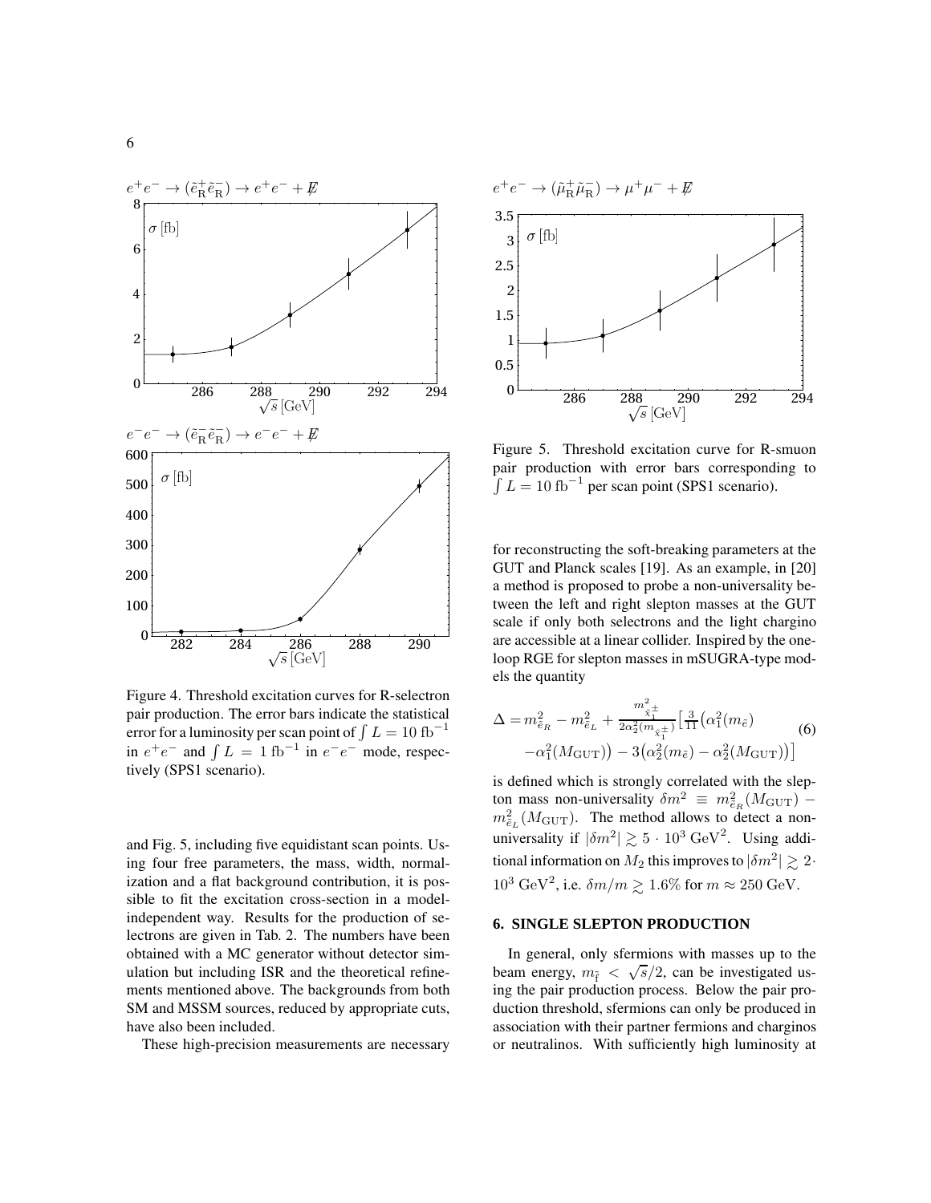Figure 4. Threshold excitation curves for R-selectron pair production. The error bars indicate the statistical error for a luminosity per scan point of $\int L = 10\ \mathrm{fb}^{-1}$ in $e^+e^-$ and $\int L = 1\ \mathrm{fb}^{-1}$ in $e^-e^-$ mode, respectively (SPS1 scenario).

Figure 5. Threshold excitation curve for R-smuon pair production with error bars corresponding to $\int L = 10\ \mathrm{fb}^{-1}$ per scan point (SPS1 scenario).

and Fig. 5, including five equidistant scan points. Using four free parameters, the mass, width, normalization and a flat background contribution, it is possible to fit the excitation cross-section in a model-independent way. Results for the production of selectrons are given in Tab. 2. The numbers have been obtained with a MC generator without detector simulation but including ISR and the theoretical refinements mentioned above. The backgrounds from both SM and MSSM sources, reduced by appropriate cuts, have also been included.

These high-precision measurements are necessary for reconstructing the soft-breaking parameters at the GUT and Planck scales [19]. As an example, in [20] a method is proposed to probe a non-universality between the left and right slepton masses at the GUT scale if only both selectrons and the light chargino are accessible at a linear collider. Inspired by the one-loop RGE for slepton masses in mSUGRA-type models the quantity

$$\Delta = m^2_{\tilde{e}_R} - m^2_{\tilde{e}_L} + \frac{m^2_{\tilde{\chi}^\pm_1}}{2\alpha_2^2(m_{\tilde{\chi}^\pm_1})}\Big[\tfrac{3}{11}\big(\alpha_1^2(m_{\tilde{e}}) - \alpha_1^2(M_{\mathrm{GUT}})\big) - 3\big(\alpha_2^2(m_{\tilde{e}}) - \alpha_2^2(M_{\mathrm{GUT}})\big)\Big] \quad (6)$$

is defined which is strongly correlated with the slepton mass non-universality $\delta m^2 \equiv m^2_{\tilde{e}_R}(M_{\mathrm{GUT}}) - m^2_{\tilde{e}_L}(M_{\mathrm{GUT}})$. The method allows to detect a non-universality if $|\delta m^2| \gtrsim 5 \cdot 10^3\ \mathrm{GeV}^2$. Using additional information on $M_2$ this improves to $|\delta m^2| \gtrsim 2 \cdot 10^3\ \mathrm{GeV}^2$, i.e. $\delta m/m \gtrsim 1.6\%$ for $m \approx 250$ GeV.

## 6. SINGLE SLEPTON PRODUCTION

In general, only sfermions with masses up to the beam energy, $m_{\tilde{\mathrm{f}}} < \sqrt{s}/2$, can be investigated using the pair production process. Below the pair production threshold, sfermions can only be produced in association with their partner fermions and charginos or neutralinos. With sufficiently high luminosity at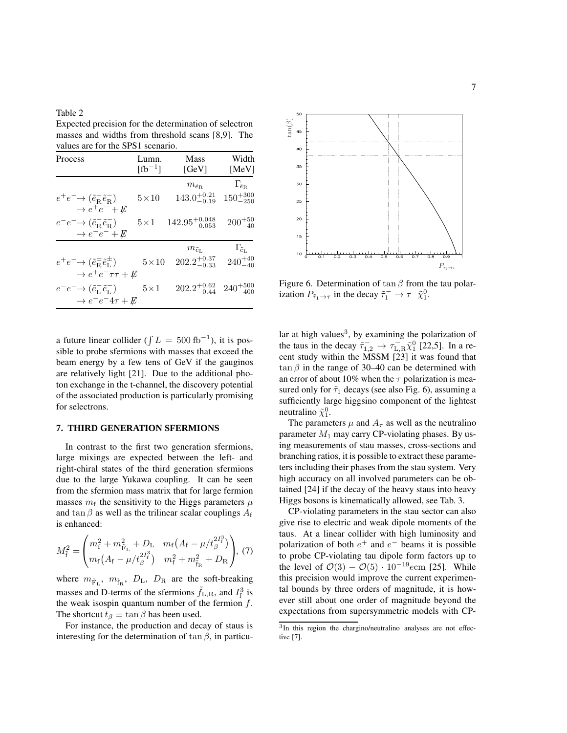Table 2
Expected precision for the determination of selectron masses and widths from threshold scans [8,9]. The values are for the SPS1 scenario.

| Process | Lumn. [fb$^{-1}$] | Mass [GeV] | Width [MeV] |
|---|---|---|---|
| | | $m_{\tilde{e}_R}$ | $\Gamma_{\tilde{e}_R}$ |
| $e^+e^- \to (\tilde{e}_R^+\tilde{e}_R^-) \to e^+e^- + \not{E}$ | $5\times 10$ | $143.0^{+0.21}_{-0.19}$ | $150^{+300}_{-250}$ |
| $e^-e^- \to (\tilde{e}_R^-\tilde{e}_R^-) \to e^-e^- + \not{E}$ | $5\times 1$ | $142.95^{+0.048}_{-0.053}$ | $200^{+50}_{-40}$ |
| | | $m_{\tilde{e}_L}$ | $\Gamma_{\tilde{e}_L}$ |
| $e^+e^- \to (\tilde{e}_R^\pm\tilde{e}_L^\pm) \to e^+e^-\tau\tau + \not{E}$ | $5\times 10$ | $202.2^{+0.37}_{-0.33}$ | $240^{+40}_{-40}$ |
| $e^-e^- \to (\tilde{e}_L^-\tilde{e}_L^-) \to e^-e^-4\tau + \not{E}$ | $5\times 1$ | $202.2^{+0.62}_{-0.44}$ | $240^{+500}_{-400}$ |

a future linear collider ($\int L = 500\,\mathrm{fb}^{-1}$), it is possible to probe sfermions with masses that exceed the beam energy by a few tens of GeV if the gauginos are relatively light [21]. Due to the additional photon exchange in the t-channel, the discovery potential of the associated production is particularly promising for selectrons.

## 7. THIRD GENERATION SFERMIONS

In contrast to the first two generation sfermions, large mixings are expected between the left- and right-chiral states of the third generation sfermions due to the large Yukawa coupling. It can be seen from the sfermion mass matrix that for large fermion masses $m_f$ the sensitivity to the Higgs parameters $\mu$ and $\tan\beta$ as well as the trilinear scalar couplings $A_f$ is enhanced:

$$M_{\tilde{f}}^2 = \begin{pmatrix} m_f^2 + m_{\tilde{F}_L}^2 + D_L & m_f\big(A_f - \mu/t_\beta^{2I_f^3}\big) \\ m_f\big(A_f - \mu/t_\beta^{2I_f^3}\big) & m_f^2 + m_{\tilde{f}_R}^2 + D_R \end{pmatrix}, \quad (7)$$

where $m_{\tilde{F}_L}$, $m_{\tilde{f}_R}$, $D_L$, $D_R$ are the soft-breaking masses and D-terms of the sfermions $\tilde{f}_{L,R}$, and $I_f^3$ is the weak isospin quantum number of the fermion $f$. The shortcut $t_\beta \equiv \tan\beta$ has been used.

For instance, the production and decay of staus is interesting for the determination of $\tan\beta$, in particular at high values[3], by examining the polarization of the taus in the decay $\tilde{\tau}_{1,2}^- \to \tau_{L,R}^-\tilde{\chi}_1^0$ [22,5]. In a recent study within the MSSM [23] it was found that $\tan\beta$ in the range of 30–40 can be determined with an error of about 10% when the $\tau$ polarization is measured only for $\tilde{\tau}_1$ decays (see also Fig. 6), assuming a sufficiently large higgsino component of the lightest neutralino $\tilde{\chi}_1^0$.

Figure 6. Determination of $\tan\beta$ from the tau polarization $P_{\tilde{\tau}_1\to\tau}$ in the decay $\tilde{\tau}_1^- \to \tau^-\tilde{\chi}_1^0$.

The parameters $\mu$ and $A_\tau$ as well as the neutralino parameter $M_1$ may carry CP-violating phases. By using measurements of stau masses, cross-sections and branching ratios, it is possible to extract these parameters including their phases from the stau system. Very high accuracy on all involved parameters can be obtained [24] if the decay of the heavy staus into heavy Higgs bosons is kinematically allowed, see Tab. 3.

CP-violating parameters in the stau sector can also give rise to electric and weak dipole moments of the taus. At a linear collider with high luminosity and polarization of both $e^+$ and $e^-$ beams it is possible to probe CP-violating tau dipole form factors up to the level of $\mathcal{O}(3) - \mathcal{O}(5)\cdot 10^{-19}e\mathrm{cm}$ [25]. While this precision would improve the current experimental bounds by three orders of magnitude, it is however still about one order of magnitude beyond the expectations from supersymmetric models with CP-

[3] In this region the chargino/neutralino analyses are not effective [7].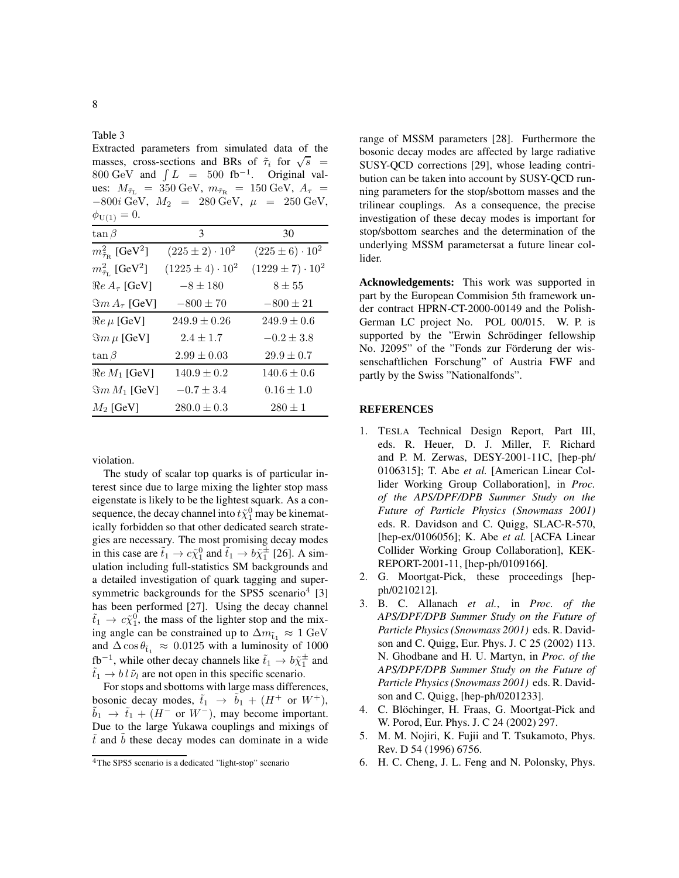Table 3

Extracted parameters from simulated data of the masses, cross-sections and BRs of $\tilde{\tau}_i$ for $\sqrt{s}$ = 800 GeV and $\int L$ = 500 fb$^{-1}$. Original values: $M_{\tilde{\tau}_L}$ = 350 GeV, $m_{\tilde{\tau}_R}$ = 150 GeV, $A_\tau$ = $-800i$ GeV, $M_2$ = 280 GeV, $\mu$ = 250 GeV, $\phi_{U(1)} = 0$.

| $\tan\beta$ | 3 | 30 |
|---|---|---|
| $m^2_{\tilde{\tau}_R}$ [GeV$^2$] | $(225 \pm 2) \cdot 10^2$ | $(225 \pm 6) \cdot 10^2$ |
| $m^2_{\tilde{\tau}_L}$ [GeV$^2$] | $(1225 \pm 4) \cdot 10^2$ | $(1229 \pm 7) \cdot 10^2$ |
| $\Re e\, A_\tau$ [GeV] | $-8 \pm 180$ | $8 \pm 55$ |
| $\Im m\, A_\tau$ [GeV] | $-800 \pm 70$ | $-800 \pm 21$ |
| $\Re e\, \mu$ [GeV] | $249.9 \pm 0.26$ | $249.9 \pm 0.6$ |
| $\Im m\, \mu$ [GeV] | $2.4 \pm 1.7$ | $-0.2 \pm 3.8$ |
| $\tan\beta$ | $2.99 \pm 0.03$ | $29.9 \pm 0.7$ |
| $\Re e\, M_1$ [GeV] | $140.9 \pm 0.2$ | $140.6 \pm 0.6$ |
| $\Im m\, M_1$ [GeV] | $-0.7 \pm 3.4$ | $0.16 \pm 1.0$ |
| $M_2$ [GeV] | $280.0 \pm 0.3$ | $280 \pm 1$ |

violation.

The study of scalar top quarks is of particular interest since due to large mixing the lighter stop mass eigenstate is likely to be the lightest squark. As a consequence, the decay channel into $t\tilde{\chi}^0_1$ may be kinematically forbidden so that other dedicated search strategies are necessary. The most promising decay modes in this case are $\tilde{t}_1 \to c\tilde{\chi}^0_1$ and $\tilde{t}_1 \to b\tilde{\chi}^\pm_1$ [26]. A simulation including full-statistics SM backgrounds and a detailed investigation of quark tagging and supersymmetric backgrounds for the SPS5 scenario[4] [3] has been performed [27]. Using the decay channel $\tilde{t}_1 \to c\tilde{\chi}^0_1$, the mass of the lighter stop and the mixing angle can be constrained up to $\Delta m_{\tilde{t}_1} \approx 1$ GeV and $\Delta \cos\theta_{\tilde{t}_1} \approx 0.0125$ with a luminosity of 1000 fb$^{-1}$, while other decay channels like $\tilde{t}_1 \to b\tilde{\chi}^\pm_1$ and $\tilde{t}_1 \to b\, l\, \tilde{\nu}_l$ are not open in this specific scenario.

For stops and sbottoms with large mass differences, bosonic decay modes, $\tilde{t}_1 \to \tilde{b}_1 + (H^+$ or $W^+)$, $\tilde{b}_1 \to \tilde{t}_1 + (H^-$ or $W^-)$, may become important. Due to the large Yukawa couplings and mixings of $\tilde{t}$ and $\tilde{b}$ these decay modes can dominate in a wide range of MSSM parameters [28]. Furthermore the bosonic decay modes are affected by large radiative SUSY-QCD corrections [29], whose leading contribution can be taken into account by SUSY-QCD running parameters for the stop/sbottom masses and the trilinear couplings. As a consequence, the precise investigation of these decay modes is important for stop/sbottom searches and the determination of the underlying MSSM parametersat a future linear collider.

[4] The SPS5 scenario is a dedicated "light-stop" scenario

**Acknowledgements:** This work was supported in part by the European Commision 5th framework under contract HPRN-CT-2000-00149 and the Polish-German LC project No. POL 00/015. W. P. is supported by the "Erwin Schrödinger fellowship No. J2095" of the "Fonds zur Förderung der wissenschaftlichen Forschung" of Austria FWF and partly by the Swiss "Nationalfonds".

## REFERENCES

1. TESLA Technical Design Report, Part III, eds. R. Heuer, D. J. Miller, F. Richard and P. M. Zerwas, DESY-2001-11C, [hep-ph/0106315]; T. Abe *et al.* [American Linear Collider Working Group Collaboration], in *Proc. of the APS/DPF/DPB Summer Study on the Future of Particle Physics (Snowmass 2001)* eds. R. Davidson and C. Quigg, SLAC-R-570, [hep-ex/0106056]; K. Abe *et al.* [ACFA Linear Collider Working Group Collaboration], KEK-REPORT-2001-11, [hep-ph/0109166].
2. G. Moortgat-Pick, these proceedings [hep-ph/0210212].
3. B. C. Allanach *et al.*, in *Proc. of the APS/DPF/DPB Summer Study on the Future of Particle Physics (Snowmass 2001)* eds. R. Davidson and C. Quigg, Eur. Phys. J. C 25 (2002) 113. N. Ghodbane and H. U. Martyn, in *Proc. of the APS/DPF/DPB Summer Study on the Future of Particle Physics (Snowmass 2001)* eds. R. Davidson and C. Quigg, [hep-ph/0201233].
4. C. Blöchinger, H. Fraas, G. Moortgat-Pick and W. Porod, Eur. Phys. J. C 24 (2002) 297.
5. M. M. Nojiri, K. Fujii and T. Tsukamoto, Phys. Rev. D 54 (1996) 6756.
6. H. C. Cheng, J. L. Feng and N. Polonsky, Phys.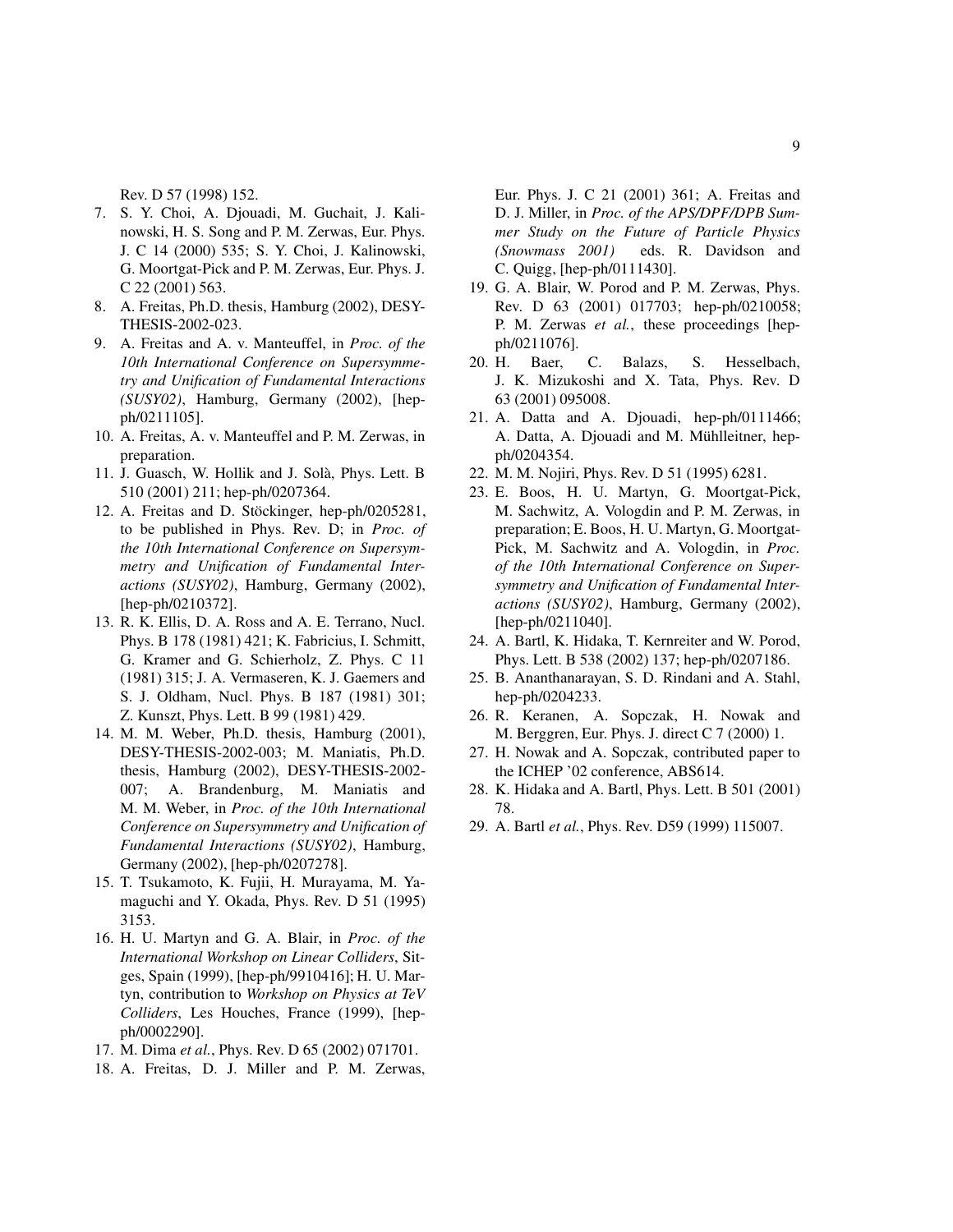Rev. D 57 (1998) 152.

7. S. Y. Choi, A. Djouadi, M. Guchait, J. Kalinowski, H. S. Song and P. M. Zerwas, Eur. Phys. J. C 14 (2000) 535; S. Y. Choi, J. Kalinowski, G. Moortgat-Pick and P. M. Zerwas, Eur. Phys. J. C 22 (2001) 563.
8. A. Freitas, Ph.D. thesis, Hamburg (2002), DESY-THESIS-2002-023.
9. A. Freitas and A. v. Manteuffel, in *Proc. of the 10th International Conference on Supersymmetry and Unification of Fundamental Interactions (SUSY02)*, Hamburg, Germany (2002), [hep-ph/0211105].
10. A. Freitas, A. v. Manteuffel and P. M. Zerwas, in preparation.
11. J. Guasch, W. Hollik and J. Solà, Phys. Lett. B 510 (2001) 211; hep-ph/0207364.
12. A. Freitas and D. Stöckinger, hep-ph/0205281, to be published in Phys. Rev. D; in *Proc. of the 10th International Conference on Supersymmetry and Unification of Fundamental Interactions (SUSY02)*, Hamburg, Germany (2002), [hep-ph/0210372].
13. R. K. Ellis, D. A. Ross and A. E. Terrano, Nucl. Phys. B 178 (1981) 421; K. Fabricius, I. Schmitt, G. Kramer and G. Schierholz, Z. Phys. C 11 (1981) 315; J. A. Vermaseren, K. J. Gaemers and S. J. Oldham, Nucl. Phys. B 187 (1981) 301; Z. Kunszt, Phys. Lett. B 99 (1981) 429.
14. M. M. Weber, Ph.D. thesis, Hamburg (2001), DESY-THESIS-2002-003; M. Maniatis, Ph.D. thesis, Hamburg (2002), DESY-THESIS-2002-007; A. Brandenburg, M. Maniatis and M. M. Weber, in *Proc. of the 10th International Conference on Supersymmetry and Unification of Fundamental Interactions (SUSY02)*, Hamburg, Germany (2002), [hep-ph/0207278].
15. T. Tsukamoto, K. Fujii, H. Murayama, M. Yamaguchi and Y. Okada, Phys. Rev. D 51 (1995) 3153.
16. H. U. Martyn and G. A. Blair, in *Proc. of the International Workshop on Linear Colliders*, Sitges, Spain (1999), [hep-ph/9910416]; H. U. Martyn, contribution to *Workshop on Physics at TeV Colliders*, Les Houches, France (1999), [hep-ph/0002290].
17. M. Dima *et al.*, Phys. Rev. D 65 (2002) 071701.
18. A. Freitas, D. J. Miller and P. M. Zerwas, Eur. Phys. J. C 21 (2001) 361; A. Freitas and D. J. Miller, in *Proc. of the APS/DPF/DPB Summer Study on the Future of Particle Physics (Snowmass 2001)* eds. R. Davidson and C. Quigg, [hep-ph/0111430].
19. G. A. Blair, W. Porod and P. M. Zerwas, Phys. Rev. D 63 (2001) 017703; hep-ph/0210058; P. M. Zerwas *et al.*, these proceedings [hep-ph/0211076].
20. H. Baer, C. Balazs, S. Hesselbach, J. K. Mizukoshi and X. Tata, Phys. Rev. D 63 (2001) 095008.
21. A. Datta and A. Djouadi, hep-ph/0111466; A. Datta, A. Djouadi and M. Mühlleitner, hep-ph/0204354.
22. M. M. Nojiri, Phys. Rev. D 51 (1995) 6281.
23. E. Boos, H. U. Martyn, G. Moortgat-Pick, M. Sachwitz, A. Vologdin and P. M. Zerwas, in preparation; E. Boos, H. U. Martyn, G. Moortgat-Pick, M. Sachwitz and A. Vologdin, in *Proc. of the 10th International Conference on Supersymmetry and Unification of Fundamental Interactions (SUSY02)*, Hamburg, Germany (2002), [hep-ph/0211040].
24. A. Bartl, K. Hidaka, T. Kernreiter and W. Porod, Phys. Lett. B 538 (2002) 137; hep-ph/0207186.
25. B. Ananthanarayan, S. D. Rindani and A. Stahl, hep-ph/0204233.
26. R. Keranen, A. Sopczak, H. Nowak and M. Berggren, Eur. Phys. J. direct C 7 (2000) 1.
27. H. Nowak and A. Sopczak, contributed paper to the ICHEP '02 conference, ABS614.
28. K. Hidaka and A. Bartl, Phys. Lett. B 501 (2001) 78.
29. A. Bartl *et al.*, Phys. Rev. D59 (1999) 115007.